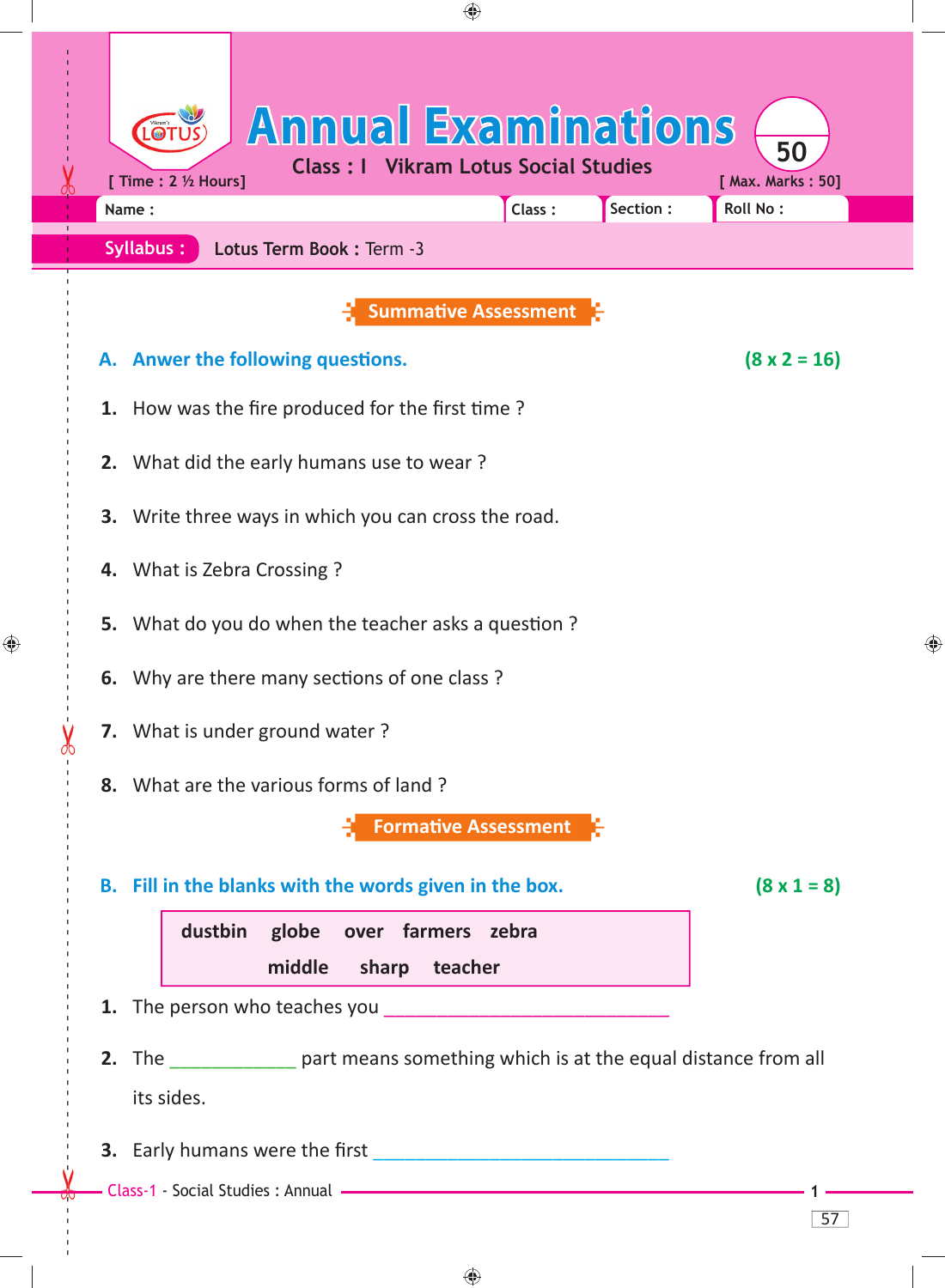# Annual Examinations

**Class : I Vikram Lotus Social Studies**

[ Time : 2 ½ Hours] [ Max. Marks : 50]

| Name : | Class : | Section : | Roll No : |
|---|---|---|---|

**Syllabus :** **Lotus Term Book :** Term -3

## Summative Assessment

### A. Anwer the following questions. (8 x 2 = 16)

1. How was the fire produced for the first time ?
2. What did the early humans use to wear ?
3. Write three ways in which you can cross the road.
4. What is Zebra Crossing ?
5. What do you do when the teacher asks a question ?
6. Why are there many sections of one class ?
7. What is under ground water ?
8. What are the various forms of land ?

## Formative Assessment

### B. Fill in the blanks with the words given in the box. (8 x 1 = 8)

| dustbin | globe | over | farmers | zebra |
|---|---|---|---|---|
| middle | sharp | teacher | | |

1. The person who teaches you ____________________________
2. The ____________ part means something which is at the equal distance from all its sides.
3. Early humans were the first ____________________________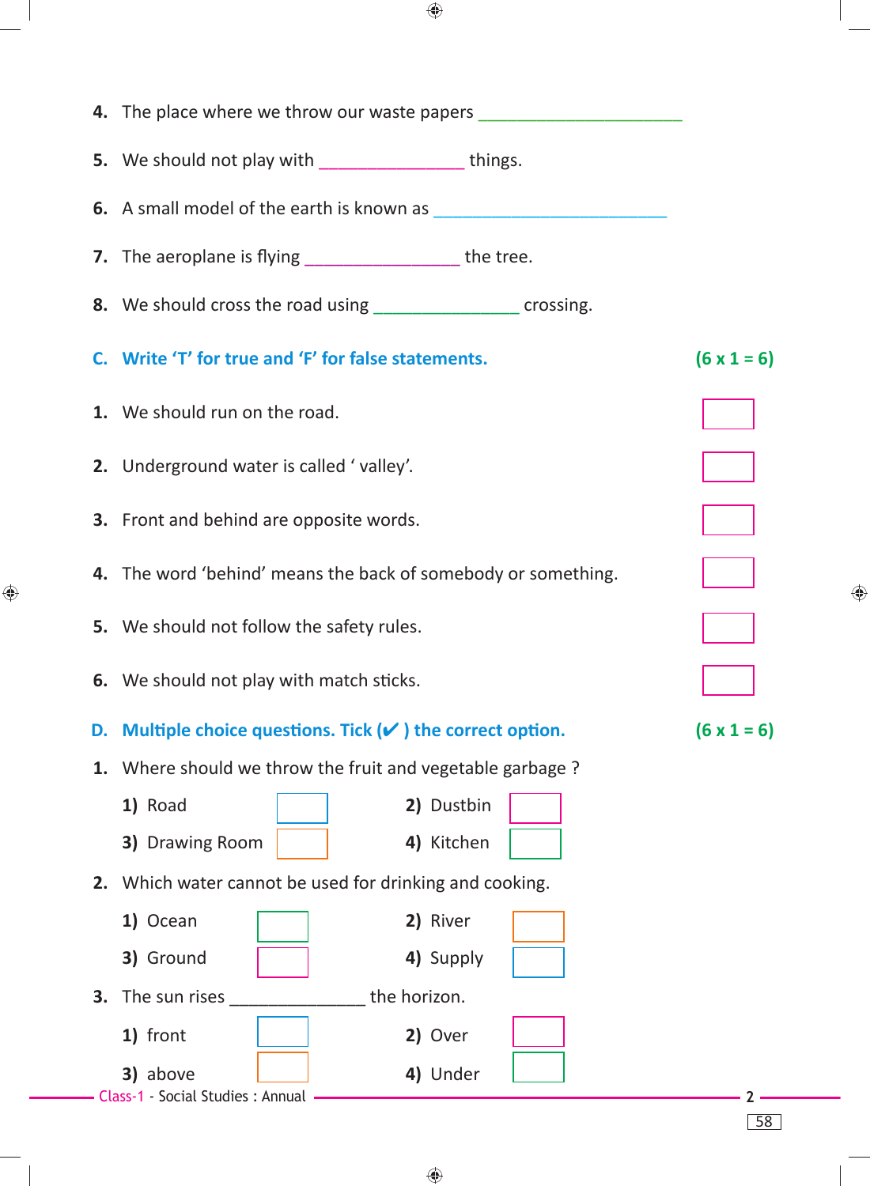4. The place where we throw our waste papers ______________________

5. We should not play with ________________ things.

6. A small model of the earth is known as _________________________

7. The aeroplane is flying _________________ the tree.

8. We should cross the road using ________________ crossing.

## C. Write 'T' for true and 'F' for false statements. (6 x 1 = 6)

1. We should run on the road. ☐

2. Underground water is called ' valley'. ☐

3. Front and behind are opposite words. ☐

4. The word 'behind' means the back of somebody or something. ☐

5. We should not follow the safety rules. ☐

6. We should not play with match sticks. ☐

## D. Multiple choice questions. Tick (✔ ) the correct option. (6 x 1 = 6)

1. Where should we throw the fruit and vegetable garbage ?

   1) Road ☐ 2) Dustbin ☐

   3) Drawing Room ☐ 4) Kitchen ☐

2. Which water cannot be used for drinking and cooking.

   1) Ocean ☐ 2) River ☐

   3) Ground ☐ 4) Supply ☐

3. The sun rises ______________ the horizon.

   1) front ☐ 2) Over ☐

   3) above ☐ 4) Under ☐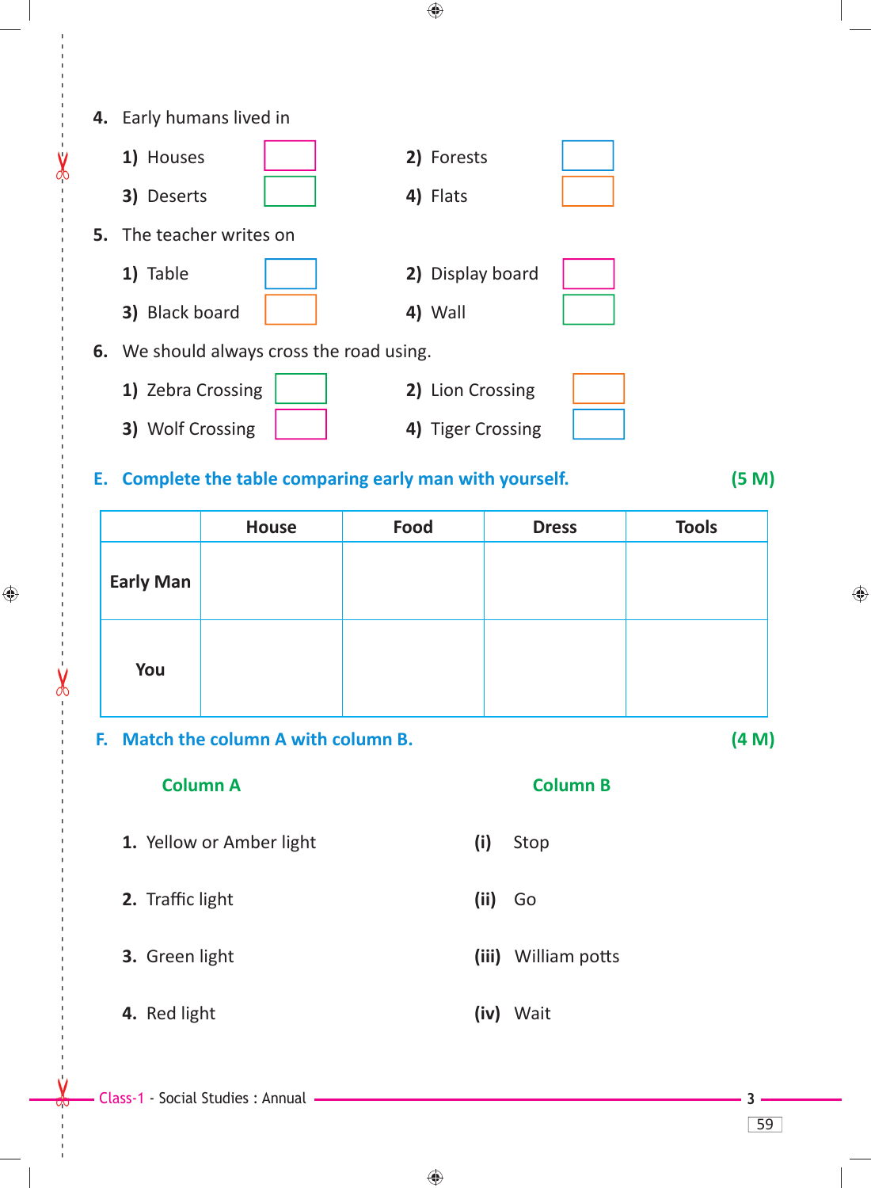4. Early humans lived in

1) Houses ☐  2) Forests ☐
3) Deserts ☐  4) Flats ☐

5. The teacher writes on

1) Table ☐  2) Display board ☐
3) Black board ☐  4) Wall ☐

6. We should always cross the road using.

1) Zebra Crossing ☐  2) Lion Crossing ☐
3) Wolf Crossing ☐  4) Tiger Crossing ☐

**E. Complete the table comparing early man with yourself.** **(5 M)**

| | House | Food | Dress | Tools |
|---|---|---|---|---|
| **Early Man** | | | | |
| **You** | | | | |

**F. Match the column A with column B.** **(4 M)**

| Column A | Column B |
|---|---|
| 1. Yellow or Amber light | (i) Stop |
| 2. Traffic light | (ii) Go |
| 3. Green light | (iii) William potts |
| 4. Red light | (iv) Wait |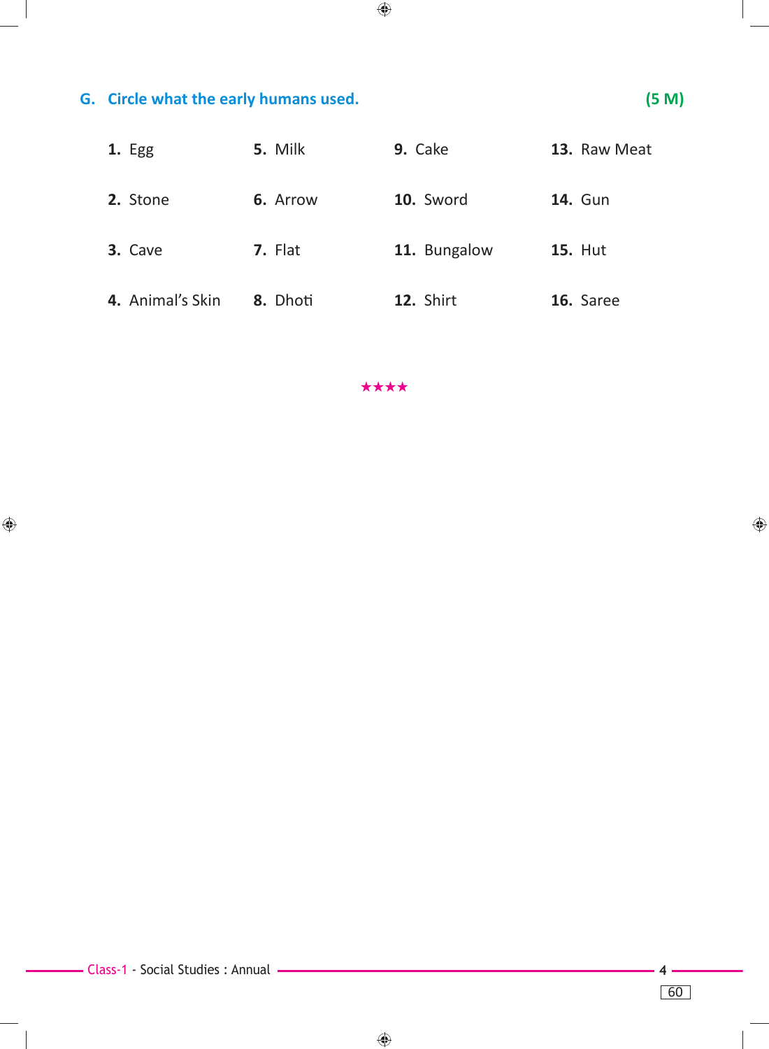## G. Circle what the early humans used. (5 M)

| | | | |
|---|---|---|---|
| 1. Egg | 5. Milk | 9. Cake | 13. Raw Meat |
| 2. Stone | 6. Arrow | 10. Sword | 14. Gun |
| 3. Cave | 7. Flat | 11. Bungalow | 15. Hut |
| 4. Animal’s Skin | 8. Dhoti | 12. Shirt | 16. Saree |

★★★★